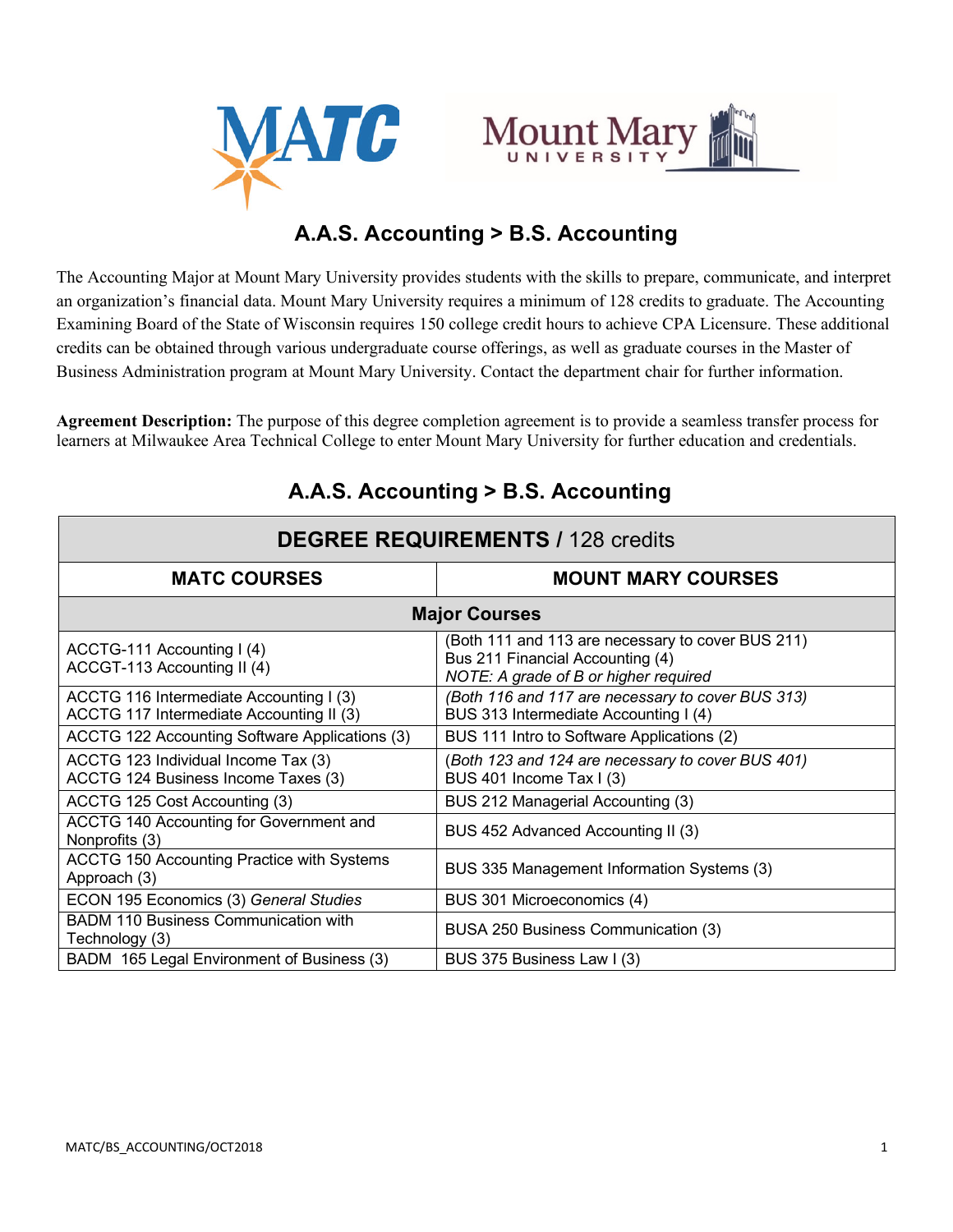# A.A.S. Accounting > B.S. Accounting

The Accounting Major at Mount Mary University provides students with the skills to prepare, communicate, and interpret an organization's financial data. Mount Mary University requires a minimum of 128 credits to graduate. The Accounting Examining Board of the State of Wisconsin requires 150 college credit hours to achieve CPA Licensure. These additional credits can be obtained through various undergraduate course offerings, as well as graduate courses in the Master of Business Administration program at Mount Mary University. Contact the department chair for further information.

**Agreement Description:** The purpose of this degree completion agreement is to provide a seamless transfer process for learners at Milwaukee Area Technical College to enter Mount Mary University for further education and credentials.

## A.A.S. Accounting > B.S. Accounting

| **DEGREE REQUIREMENTS** / 128 credits | |
|---|---|
| **MATC COURSES** | **MOUNT MARY COURSES** |
| **Major Courses** | |
| ACCTG-111 Accounting I (4)<br>ACCGT-113 Accounting II (4) | (Both 111 and 113 are necessary to cover BUS 211)<br>Bus 211 Financial Accounting (4)<br>*NOTE: A grade of B or higher required* |
| ACCTG 116 Intermediate Accounting I (3)<br>ACCTG 117 Intermediate Accounting II (3) | *(Both 116 and 117 are necessary to cover BUS 313)*<br>BUS 313 Intermediate Accounting I (4) |
| ACCTG 122 Accounting Software Applications (3) | BUS 111 Intro to Software Applications (2) |
| ACCTG 123 Individual Income Tax (3)<br>ACCTG 124 Business Income Taxes (3) | *(Both 123 and 124 are necessary to cover BUS 401)*<br>BUS 401 Income Tax I (3) |
| ACCTG 125 Cost Accounting (3) | BUS 212 Managerial Accounting (3) |
| ACCTG 140 Accounting for Government and Nonprofits (3) | BUS 452 Advanced Accounting II (3) |
| ACCTG 150 Accounting Practice with Systems Approach (3) | BUS 335 Management Information Systems (3) |
| ECON 195 Economics (3) *General Studies* | BUS 301 Microeconomics (4) |
| BADM 110 Business Communication with Technology (3) | BUSA 250 Business Communication (3) |
| BADM 165 Legal Environment of Business (3) | BUS 375 Business Law I (3) |

MATC/BS_ACCOUNTING/OCT2018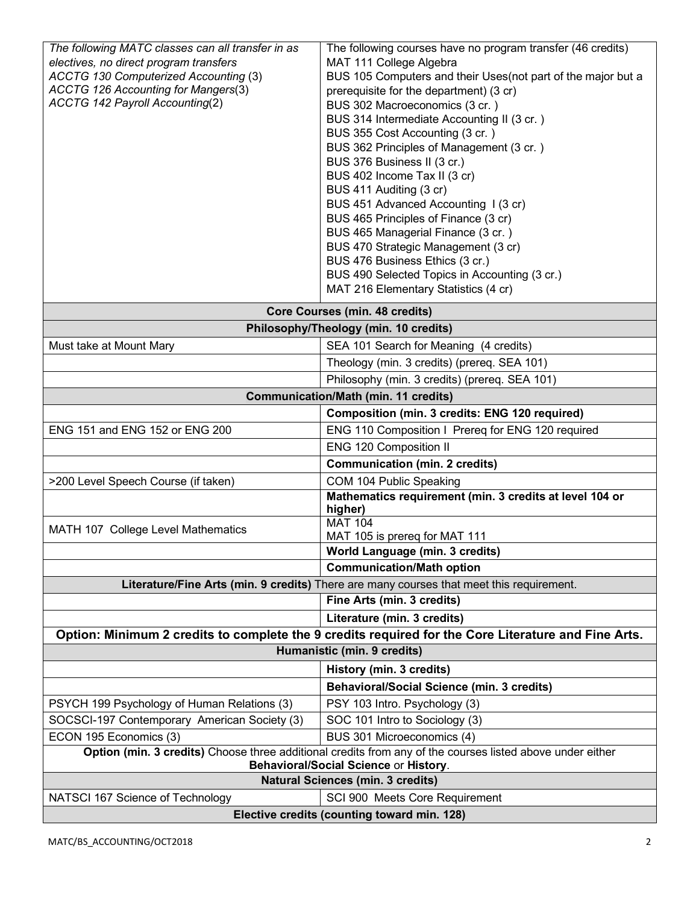| | |
|---|---|
| *The following MATC classes can all transfer in as electives, no direct program transfers*<br>*ACCTG 130 Computerized Accounting (3)*<br>*ACCTG 126 Accounting for Mangers(3)*<br>*ACCTG 142 Payroll Accounting(2)* | The following courses have no program transfer (46 credits)<br>MAT 111 College Algebra<br>BUS 105 Computers and their Uses(not part of the major but a prerequisite for the department) (3 cr)<br>BUS 302 Macroeconomics (3 cr. )<br>BUS 314 Intermediate Accounting II (3 cr. )<br>BUS 355 Cost Accounting (3 cr. )<br>BUS 362 Principles of Management (3 cr. )<br>BUS 376 Business II (3 cr.)<br>BUS 402 Income Tax II (3 cr)<br>BUS 411 Auditing (3 cr)<br>BUS 451 Advanced Accounting I (3 cr)<br>BUS 465 Principles of Finance (3 cr)<br>BUS 465 Managerial Finance (3 cr. )<br>BUS 470 Strategic Management (3 cr)<br>BUS 476 Business Ethics (3 cr.)<br>BUS 490 Selected Topics in Accounting (3 cr.)<br>MAT 216 Elementary Statistics (4 cr) |
| **Core Courses (min. 48 credits)** | |
| **Philosophy/Theology (min. 10 credits)** | |
| Must take at Mount Mary | SEA 101 Search for Meaning (4 credits) |
| | Theology (min. 3 credits) (prereq. SEA 101) |
| | Philosophy (min. 3 credits) (prereq. SEA 101) |
| **Communication/Math (min. 11 credits)** | |
| | **Composition (min. 3 credits: ENG 120 required)** |
| ENG 151 and ENG 152 or ENG 200 | ENG 110 Composition I Prereq for ENG 120 required |
| | ENG 120 Composition II |
| | **Communication (min. 2 credits)** |
| >200 Level Speech Course (if taken) | COM 104 Public Speaking |
| | **Mathematics requirement (min. 3 credits at level 104 or higher)** |
| MATH 107 College Level Mathematics | MAT 104<br>MAT 105 is prereq for MAT 111 |
| | **World Language (min. 3 credits)** |
| | **Communication/Math option** |
| **Literature/Fine Arts (min. 9 credits)** There are many courses that meet this requirement. | |
| | **Fine Arts (min. 3 credits)** |
| | **Literature (min. 3 credits)** |
| **Option: Minimum 2 credits to complete the 9 credits required for the Core Literature and Fine Arts.** | |
| **Humanistic (min. 9 credits)** | |
| | **History (min. 3 credits)** |
| | **Behavioral/Social Science (min. 3 credits)** |
| PSYCH 199 Psychology of Human Relations (3) | PSY 103 Intro. Psychology (3) |
| SOCSCI-197 Contemporary American Society (3) | SOC 101 Intro to Sociology (3) |
| ECON 195 Economics (3) | BUS 301 Microeconomics (4) |
| **Option (min. 3 credits)** Choose three additional credits from any of the courses listed above under either **Behavioral/Social Science** or **History**. | |
| **Natural Sciences (min. 3 credits)** | |
| NATSCI 167 Science of Technology | SCI 900 Meets Core Requirement |
| **Elective credits (counting toward min. 128)** | |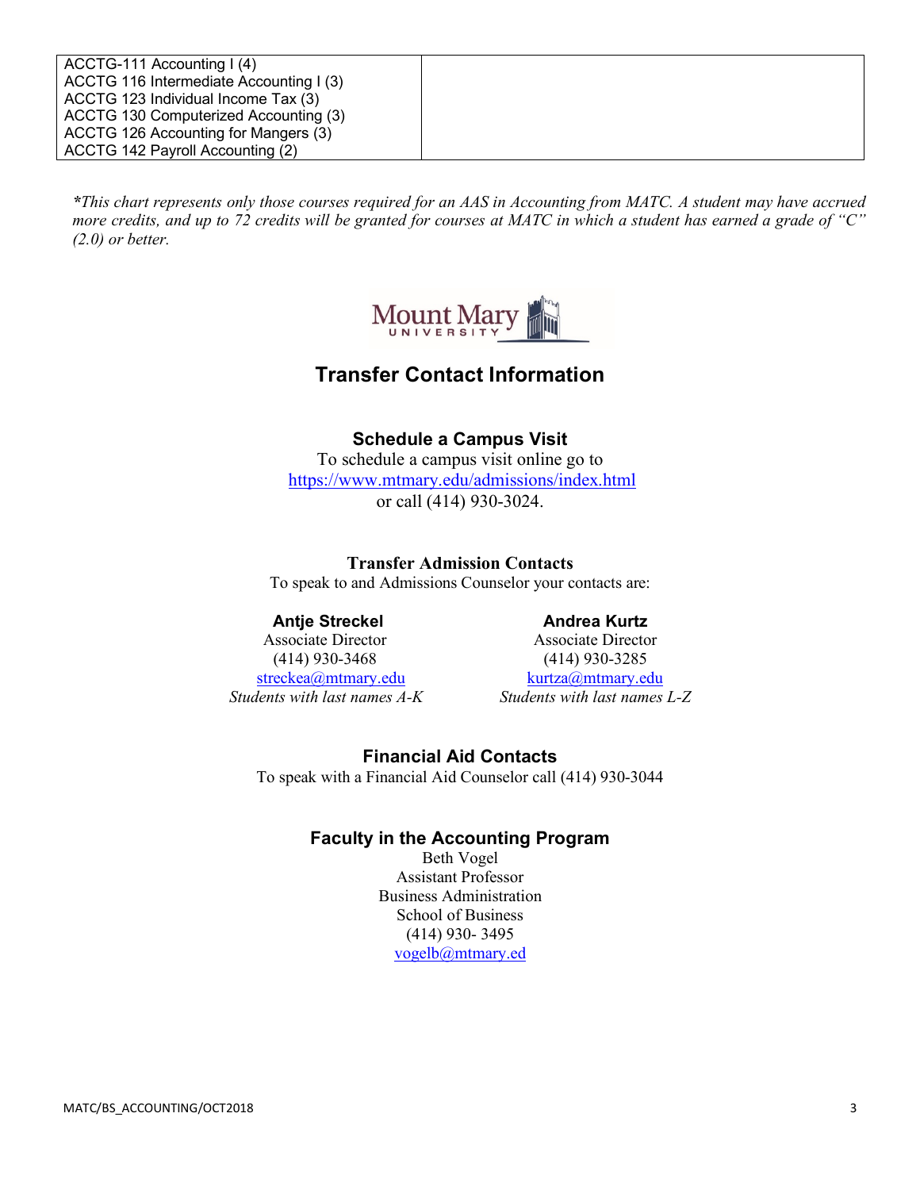| | |
|---|---|
| ACCTG-111 Accounting I (4)<br>ACCTG 116 Intermediate Accounting I (3)<br>ACCTG 123 Individual Income Tax (3)<br>ACCTG 130 Computerized Accounting (3)<br>ACCTG 126 Accounting for Mangers (3)<br>ACCTG 142 Payroll Accounting (2) | |

*\*This chart represents only those courses required for an AAS in Accounting from MATC. A student may have accrued more credits, and up to 72 credits will be granted for courses at MATC in which a student has earned a grade of "C" (2.0) or better.*

Mount Mary UNIVERSITY

## Transfer Contact Information

### Schedule a Campus Visit

To schedule a campus visit online go to
https://www.mtmary.edu/admissions/index.html
or call (414) 930-3024.

### Transfer Admission Contacts

To speak to and Admissions Counselor your contacts are:

**Antje Streckel**
Associate Director
(414) 930-3468
streckea@mtmary.edu
*Students with last names A-K*

**Andrea Kurtz**
Associate Director
(414) 930-3285
kurtza@mtmary.edu
*Students with last names L-Z*

### Financial Aid Contacts

To speak with a Financial Aid Counselor call (414) 930-3044

### Faculty in the Accounting Program

Beth Vogel
Assistant Professor
Business Administration
School of Business
(414) 930- 3495
vogelb@mtmary.ed